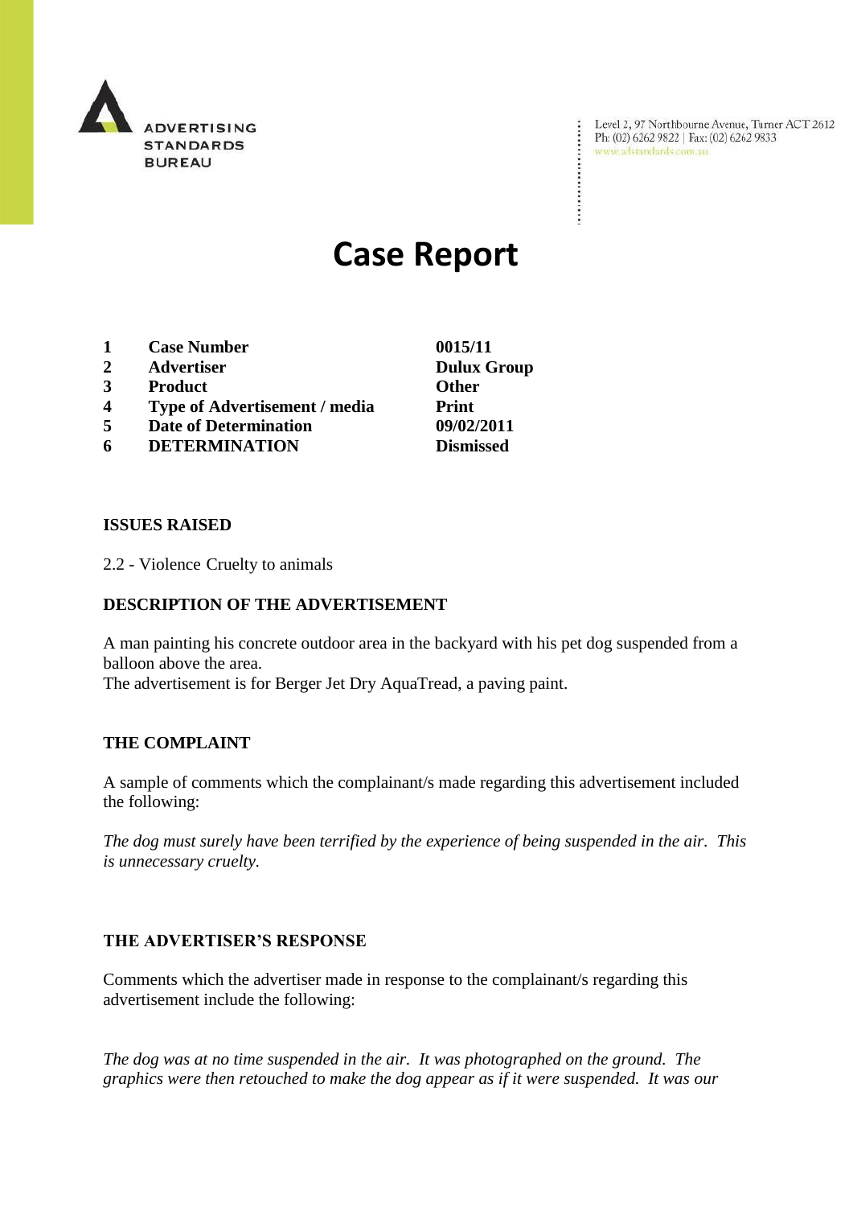ADVERTISING STANDARDS BUREAU

Level 2, 97 Northbourne Avenue, Turner ACT 2612
Ph: (02) 6262 9822 | Fax: (02) 6262 9833
www.adstandards.com.au

# Case Report

| | | |
|---|---|---|
| 1 | **Case Number** | **0015/11** |
| 2 | **Advertiser** | **Dulux Group** |
| 3 | **Product** | **Other** |
| 4 | **Type of Advertisement / media** | **Print** |
| 5 | **Date of Determination** | **09/02/2011** |
| 6 | **DETERMINATION** | **Dismissed** |

### ISSUES RAISED

2.2 - Violence Cruelty to animals

### DESCRIPTION OF THE ADVERTISEMENT

A man painting his concrete outdoor area in the backyard with his pet dog suspended from a balloon above the area.
The advertisement is for Berger Jet Dry AquaTread, a paving paint.

### THE COMPLAINT

A sample of comments which the complainant/s made regarding this advertisement included the following:

*The dog must surely have been terrified by the experience of being suspended in the air. This is unnecessary cruelty.*

### THE ADVERTISER'S RESPONSE

Comments which the advertiser made in response to the complainant/s regarding this advertisement include the following:

*The dog was at no time suspended in the air. It was photographed on the ground. The graphics were then retouched to make the dog appear as if it were suspended. It was our*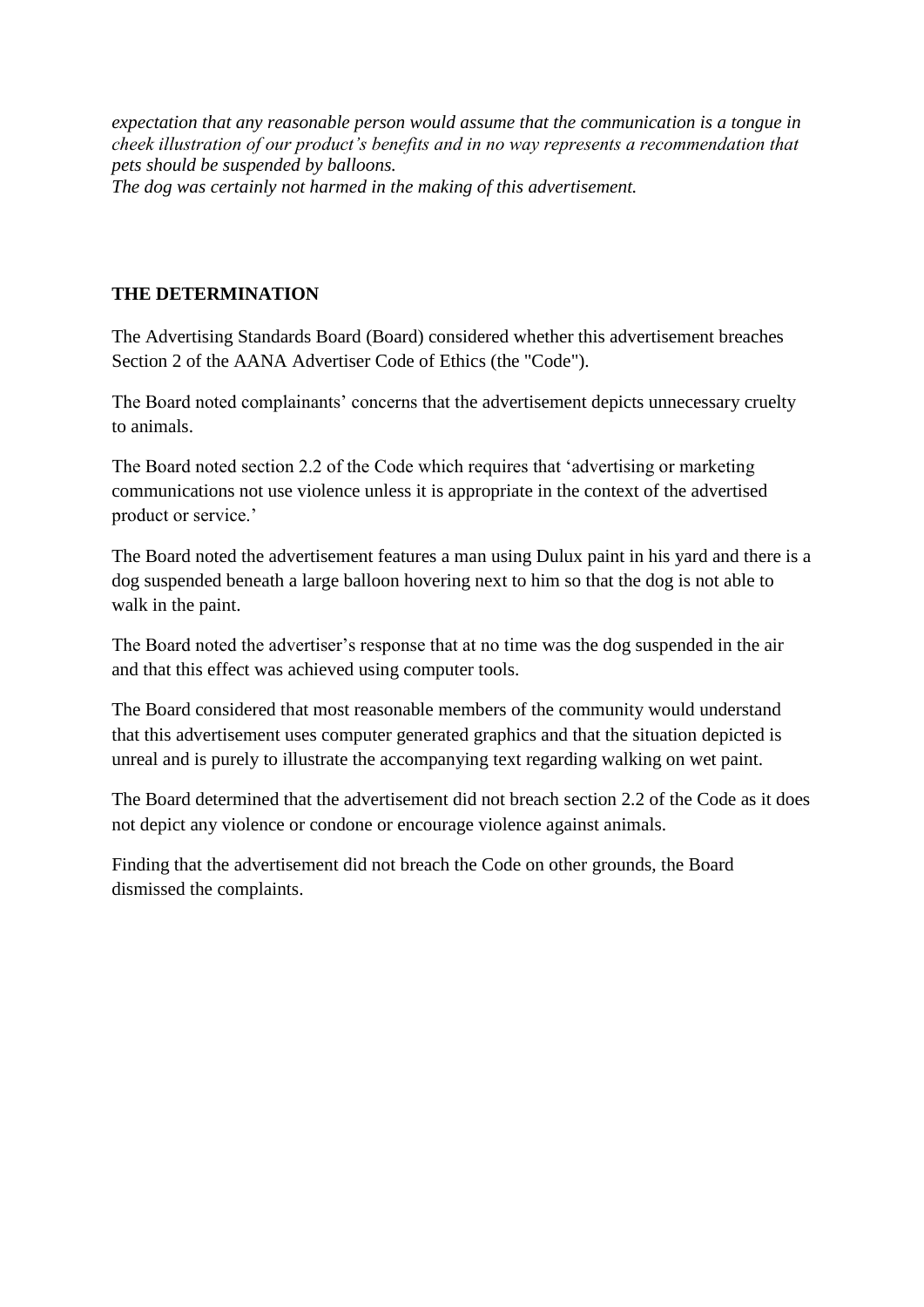*expectation that any reasonable person would assume that the communication is a tongue in cheek illustration of our product's benefits and in no way represents a recommendation that pets should be suspended by balloons.*
*The dog was certainly not harmed in the making of this advertisement.*

**THE DETERMINATION**

The Advertising Standards Board (Board) considered whether this advertisement breaches Section 2 of the AANA Advertiser Code of Ethics (the "Code").

The Board noted complainants' concerns that the advertisement depicts unnecessary cruelty to animals.

The Board noted section 2.2 of the Code which requires that 'advertising or marketing communications not use violence unless it is appropriate in the context of the advertised product or service.'

The Board noted the advertisement features a man using Dulux paint in his yard and there is a dog suspended beneath a large balloon hovering next to him so that the dog is not able to walk in the paint.

The Board noted the advertiser's response that at no time was the dog suspended in the air and that this effect was achieved using computer tools.

The Board considered that most reasonable members of the community would understand that this advertisement uses computer generated graphics and that the situation depicted is unreal and is purely to illustrate the accompanying text regarding walking on wet paint.

The Board determined that the advertisement did not breach section 2.2 of the Code as it does not depict any violence or condone or encourage violence against animals.

Finding that the advertisement did not breach the Code on other grounds, the Board dismissed the complaints.